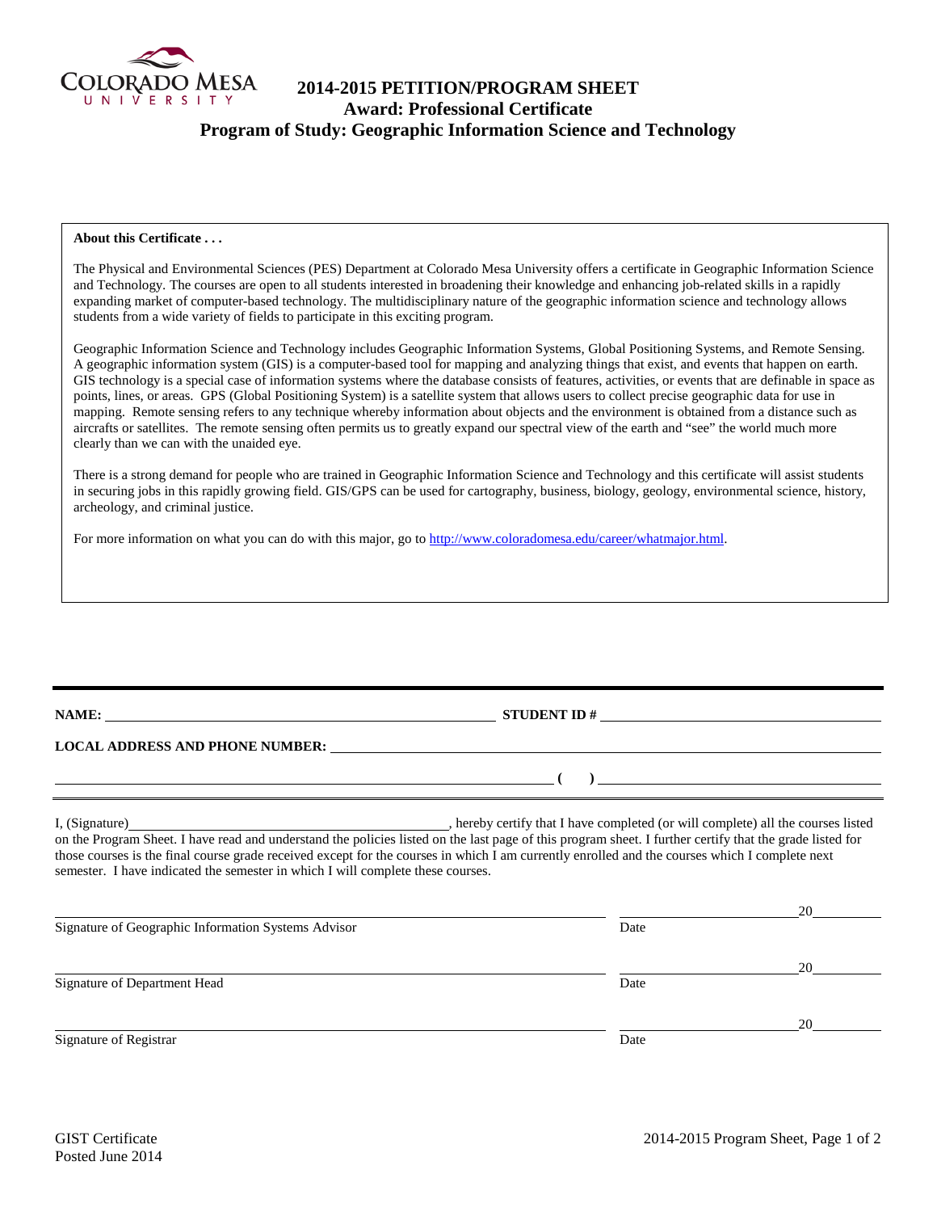# 2014-2015 PETITION/PROGRAM SHEET

## Award: Professional Certificate

## Program of Study: Geographic Information Science and Technology

**About this Certificate . . .**

The Physical and Environmental Sciences (PES) Department at Colorado Mesa University offers a certificate in Geographic Information Science and Technology. The courses are open to all students interested in broadening their knowledge and enhancing job-related skills in a rapidly expanding market of computer-based technology. The multidisciplinary nature of the geographic information science and technology allows students from a wide variety of fields to participate in this exciting program.

Geographic Information Science and Technology includes Geographic Information Systems, Global Positioning Systems, and Remote Sensing. A geographic information system (GIS) is a computer-based tool for mapping and analyzing things that exist, and events that happen on earth. GIS technology is a special case of information systems where the database consists of features, activities, or events that are definable in space as points, lines, or areas. GPS (Global Positioning System) is a satellite system that allows users to collect precise geographic data for use in mapping. Remote sensing refers to any technique whereby information about objects and the environment is obtained from a distance such as aircrafts or satellites. The remote sensing often permits us to greatly expand our spectral view of the earth and "see" the world much more clearly than we can with the unaided eye.

There is a strong demand for people who are trained in Geographic Information Science and Technology and this certificate will assist students in securing jobs in this rapidly growing field. GIS/GPS can be used for cartography, business, biology, geology, environmental science, history, archeology, and criminal justice.

For more information on what you can do with this major, go to http://www.coloradomesa.edu/career/whatmajor.html.

---

**NAME:** ______________________________ **STUDENT ID #** ______________________________

**LOCAL ADDRESS AND PHONE NUMBER:** ______________________________

______________________________ **( )** ______________________________

I, (Signature)______________________________, hereby certify that I have completed (or will complete) all the courses listed on the Program Sheet. I have read and understand the policies listed on the last page of this program sheet. I further certify that the grade listed for those courses is the final course grade received except for the courses in which I am currently enrolled and the courses which I complete next semester. I have indicated the semester in which I will complete these courses.

______________________________ ______________20______
Signature of Geographic Information Systems Advisor Date

______________________________ ______________20______
Signature of Department Head Date

______________________________ ______________20______
Signature of Registrar Date

GIST Certificate
Posted June 2014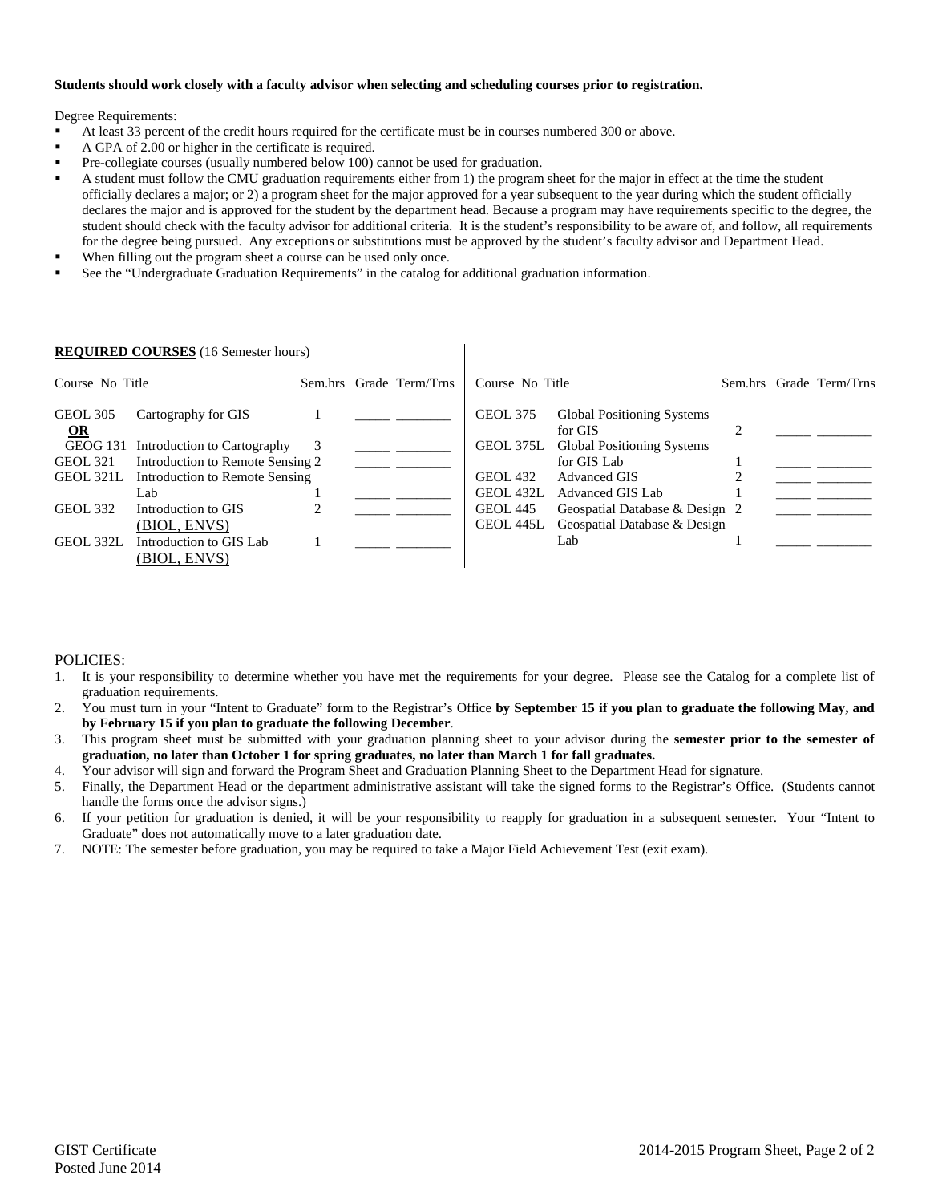**Students should work closely with a faculty advisor when selecting and scheduling courses prior to registration.**

Degree Requirements:

- At least 33 percent of the credit hours required for the certificate must be in courses numbered 300 or above.
- A GPA of 2.00 or higher in the certificate is required.
- Pre-collegiate courses (usually numbered below 100) cannot be used for graduation.
- A student must follow the CMU graduation requirements either from 1) the program sheet for the major in effect at the time the student officially declares a major; or 2) a program sheet for the major approved for a year subsequent to the year during which the student officially declares the major and is approved for the student by the department head. Because a program may have requirements specific to the degree, the student should check with the faculty advisor for additional criteria. It is the student's responsibility to be aware of, and follow, all requirements for the degree being pursued. Any exceptions or substitutions must be approved by the student's faculty advisor and Department Head.
- When filling out the program sheet a course can be used only once.
- See the "Undergraduate Graduation Requirements" in the catalog for additional graduation information.

**REQUIRED COURSES** (16 Semester hours)

| Course No | Title | Sem.hrs | Grade | Term/Trns |
|---|---|---|---|---|
| GEOL 305 | Cartography for GIS | 1 | _____ | ________ |
| **OR** | | | | |
| GEOG 131 | Introduction to Cartography | 3 | _____ | ________ |
| GEOL 321 | Introduction to Remote Sensing | 2 | _____ | ________ |
| GEOL 321L | Introduction to Remote Sensing Lab | 1 | _____ | ________ |
| GEOL 332 | Introduction to GIS (BIOL, ENVS) | 2 | _____ | ________ |
| GEOL 332L | Introduction to GIS Lab (BIOL, ENVS) | 1 | _____ | ________ |
| GEOL 375 | Global Positioning Systems for GIS | 2 | _____ | ________ |
| GEOL 375L | Global Positioning Systems for GIS Lab | 1 | _____ | ________ |
| GEOL 432 | Advanced GIS | 2 | _____ | ________ |
| GEOL 432L | Advanced GIS Lab | 1 | _____ | ________ |
| GEOL 445 | Geospatial Database & Design | 2 | _____ | ________ |
| GEOL 445L | Geospatial Database & Design Lab | 1 | _____ | ________ |

POLICIES:

1. It is your responsibility to determine whether you have met the requirements for your degree. Please see the Catalog for a complete list of graduation requirements.
2. You must turn in your "Intent to Graduate" form to the Registrar's Office **by September 15 if you plan to graduate the following May, and by February 15 if you plan to graduate the following December**.
3. This program sheet must be submitted with your graduation planning sheet to your advisor during the **semester prior to the semester of graduation, no later than October 1 for spring graduates, no later than March 1 for fall graduates.**
4. Your advisor will sign and forward the Program Sheet and Graduation Planning Sheet to the Department Head for signature.
5. Finally, the Department Head or the department administrative assistant will take the signed forms to the Registrar's Office. (Students cannot handle the forms once the advisor signs.)
6. If your petition for graduation is denied, it will be your responsibility to reapply for graduation in a subsequent semester. Your "Intent to Graduate" does not automatically move to a later graduation date.
7. NOTE: The semester before graduation, you may be required to take a Major Field Achievement Test (exit exam).